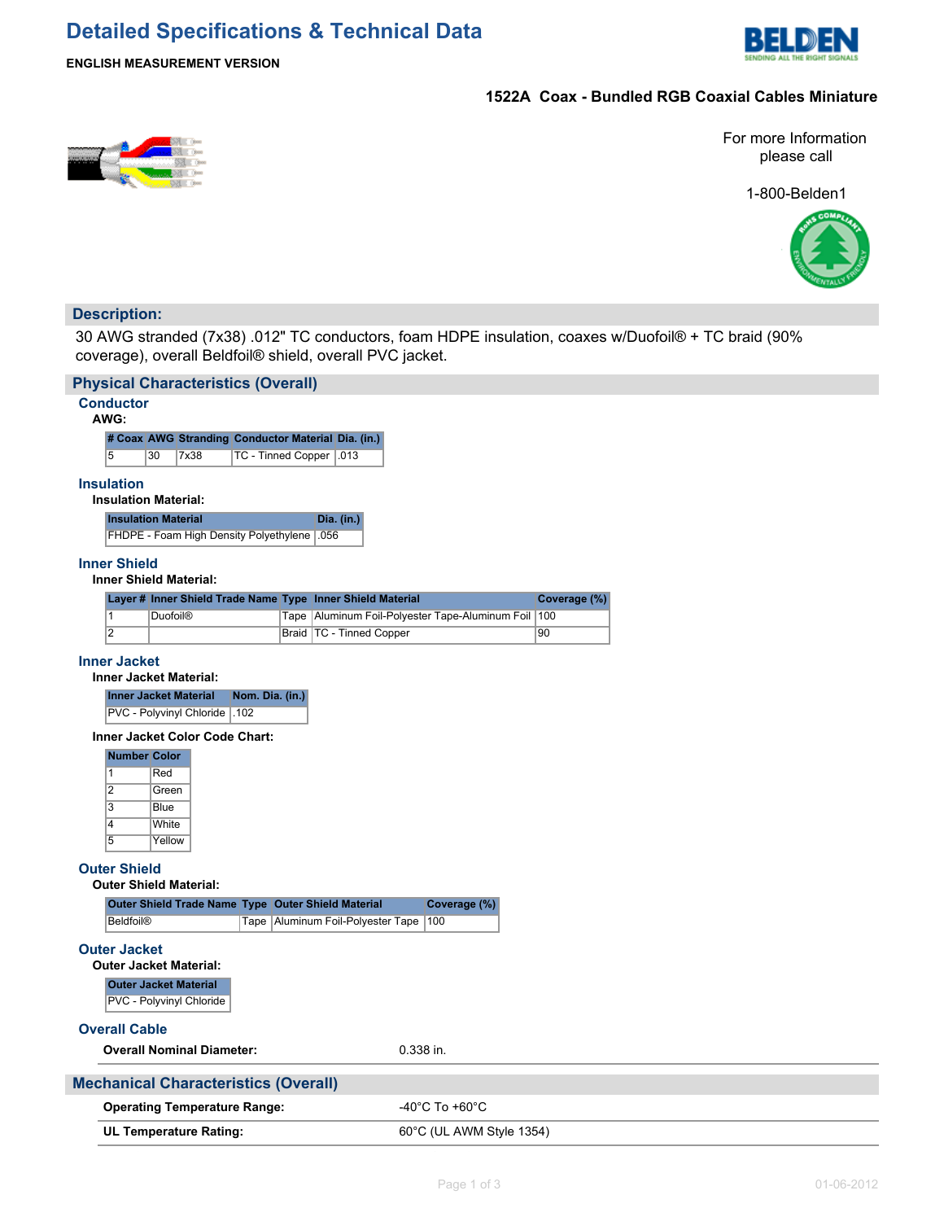# Detailed Specifications & Technical Data

**ENGLISH MEASUREMENT VERSION**

**1522A Coax - Bundled RGB Coaxial Cables Miniature**

For more Information please call

1-800-Belden1

## Description:

30 AWG stranded (7x38) .012" TC conductors, foam HDPE insulation, coaxes w/Duofoil® + TC braid (90% coverage), overall Beldfoil® shield, overall PVC jacket.

## Physical Characteristics (Overall)

### Conductor

**AWG:**

| # Coax | AWG | Stranding | Conductor Material | Dia. (in.) |
|---|---|---|---|---|
| 5 | 30 | 7x38 | TC - Tinned Copper | .013 |

### Insulation

**Insulation Material:**

| Insulation Material | Dia. (in.) |
|---|---|
| FHDPE - Foam High Density Polyethylene | .056 |

### Inner Shield

**Inner Shield Material:**

| Layer # | Inner Shield Trade Name | Type | Inner Shield Material | Coverage (%) |
|---|---|---|---|---|
| 1 | Duofoil® | Tape | Aluminum Foil-Polyester Tape-Aluminum Foil | 100 |
| 2 | | Braid | TC - Tinned Copper | 90 |

### Inner Jacket

**Inner Jacket Material:**

| Inner Jacket Material | Nom. Dia. (in.) |
|---|---|
| PVC - Polyvinyl Chloride | .102 |

**Inner Jacket Color Code Chart:**

| Number | Color |
|---|---|
| 1 | Red |
| 2 | Green |
| 3 | Blue |
| 4 | White |
| 5 | Yellow |

### Outer Shield

**Outer Shield Material:**

| Outer Shield Trade Name | Type | Outer Shield Material | Coverage (%) |
|---|---|---|---|
| Beldfoil® | Tape | Aluminum Foil-Polyester Tape | 100 |

### Outer Jacket

**Outer Jacket Material:**

| Outer Jacket Material |
|---|
| PVC - Polyvinyl Chloride |

### Overall Cable

| | |
|---|---|
| **Overall Nominal Diameter:** | 0.338 in. |

## Mechanical Characteristics (Overall)

| | |
|---|---|
| **Operating Temperature Range:** | -40°C To +60°C |
| **UL Temperature Rating:** | 60°C (UL AWM Style 1354) |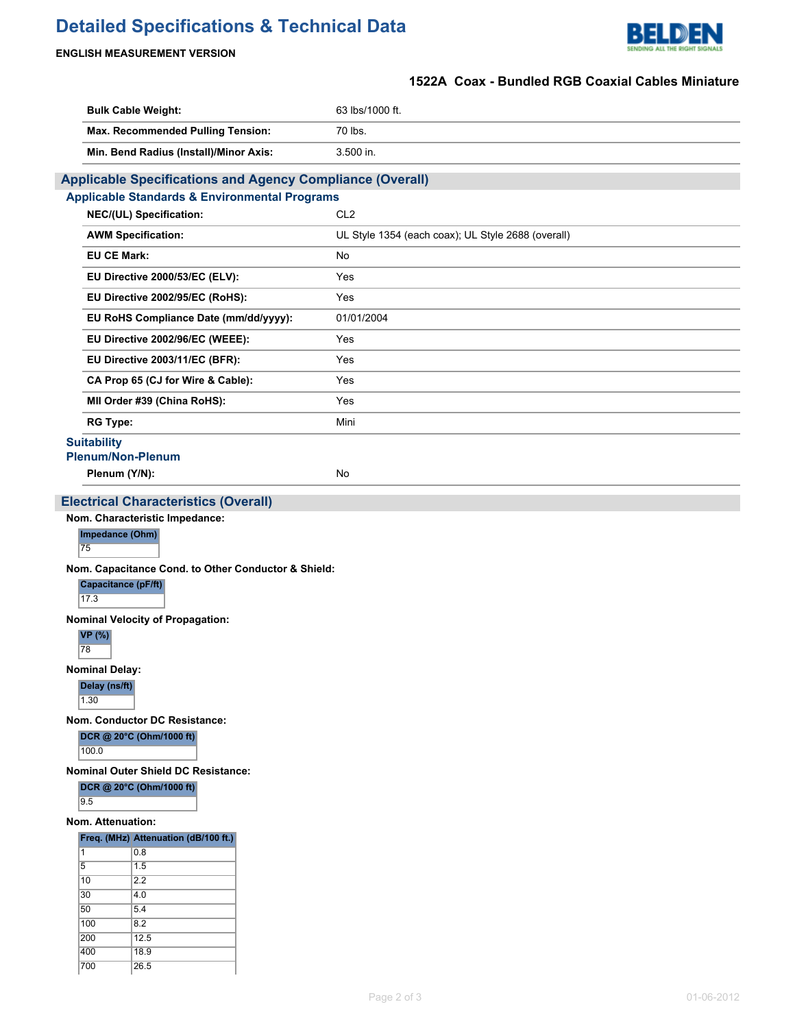# Detailed Specifications & Technical Data

**ENGLISH MEASUREMENT VERSION**

### 1522A Coax - Bundled RGB Coaxial Cables Miniature

| | |
|---|---|
| **Bulk Cable Weight:** | 63 lbs/1000 ft. |
| **Max. Recommended Pulling Tension:** | 70 lbs. |
| **Min. Bend Radius (Install)/Minor Axis:** | 3.500 in. |

## Applicable Specifications and Agency Compliance (Overall)

### Applicable Standards & Environmental Programs

| | |
|---|---|
| **NEC/(UL) Specification:** | CL2 |
| **AWM Specification:** | UL Style 1354 (each coax); UL Style 2688 (overall) |
| **EU CE Mark:** | No |
| **EU Directive 2000/53/EC (ELV):** | Yes |
| **EU Directive 2002/95/EC (RoHS):** | Yes |
| **EU RoHS Compliance Date (mm/dd/yyyy):** | 01/01/2004 |
| **EU Directive 2002/96/EC (WEEE):** | Yes |
| **EU Directive 2003/11/EC (BFR):** | Yes |
| **CA Prop 65 (CJ for Wire & Cable):** | Yes |
| **MII Order #39 (China RoHS):** | Yes |
| **RG Type:** | Mini |

### Suitability

### Plenum/Non-Plenum

| | |
|---|---|
| **Plenum (Y/N):** | No |

## Electrical Characteristics (Overall)

**Nom. Characteristic Impedance:**

| Impedance (Ohm) |
|---|
| 75 |

**Nom. Capacitance Cond. to Other Conductor & Shield:**

| Capacitance (pF/ft) |
|---|
| 17.3 |

**Nominal Velocity of Propagation:**

| VP (%) |
|---|
| 78 |

**Nominal Delay:**

| Delay (ns/ft) |
|---|
| 1.30 |

**Nom. Conductor DC Resistance:**

| DCR @ 20°C (Ohm/1000 ft) |
|---|
| 100.0 |

**Nominal Outer Shield DC Resistance:**

| DCR @ 20°C (Ohm/1000 ft) |
|---|
| 9.5 |

**Nom. Attenuation:**

| Freq. (MHz) | Attenuation (dB/100 ft.) |
|---|---|
| 1 | 0.8 |
| 5 | 1.5 |
| 10 | 2.2 |
| 30 | 4.0 |
| 50 | 5.4 |
| 100 | 8.2 |
| 200 | 12.5 |
| 400 | 18.9 |
| 700 | 26.5 |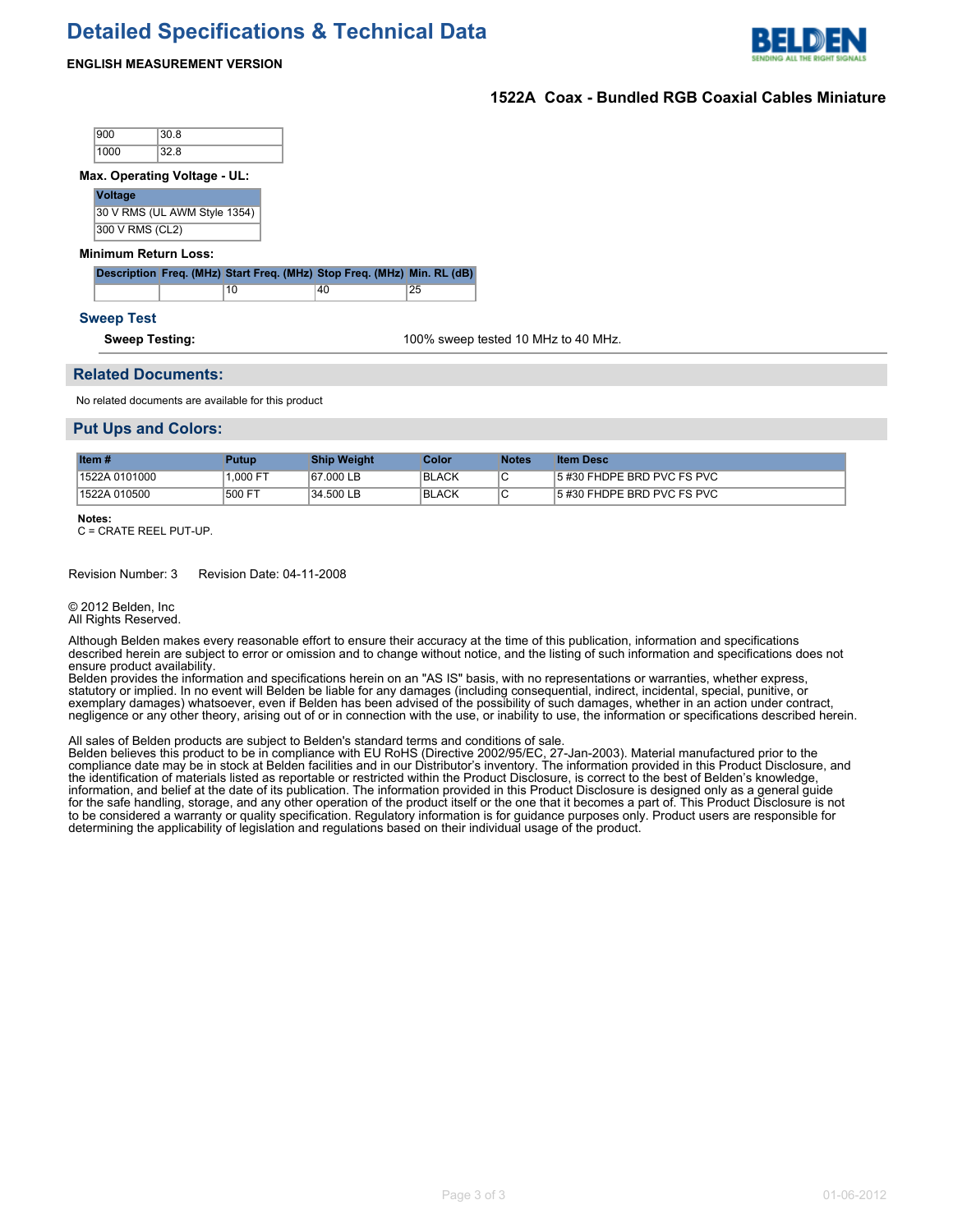| | |
|---|---|
| 900 | 30.8 |
| 1000 | 32.8 |

**Max. Operating Voltage - UL:**

| Voltage |
|---|
| 30 V RMS (UL AWM Style 1354) |
| 300 V RMS (CL2) |

**Minimum Return Loss:**

| Description | Freq. (MHz) | Start Freq. (MHz) | Stop Freq. (MHz) | Min. RL (dB) |
|---|---|---|---|---|
| | | 10 | 40 | 25 |

### Sweep Test

**Sweep Testing:** 100% sweep tested 10 MHz to 40 MHz.

## Related Documents:

No related documents are available for this product

## Put Ups and Colors:

| Item # | Putup | Ship Weight | Color | Notes | Item Desc |
|---|---|---|---|---|---|
| 1522A 0101000 | 1,000 FT | 67.000 LB | BLACK | C | 5 #30 FHDPE BRD PVC FS PVC |
| 1522A 010500 | 500 FT | 34.500 LB | BLACK | C | 5 #30 FHDPE BRD PVC FS PVC |

**Notes:**
C = CRATE REEL PUT-UP.

Revision Number: 3 Revision Date: 04-11-2008

© 2012 Belden, Inc
All Rights Reserved.

Although Belden makes every reasonable effort to ensure their accuracy at the time of this publication, information and specifications described herein are subject to error or omission and to change without notice, and the listing of such information and specifications does not ensure product availability.
Belden provides the information and specifications herein on an "AS IS" basis, with no representations or warranties, whether express, statutory or implied. In no event will Belden be liable for any damages (including consequential, indirect, incidental, special, punitive, or exemplary damages) whatsoever, even if Belden has been advised of the possibility of such damages, whether in an action under contract, negligence or any other theory, arising out of or in connection with the use, or inability to use, the information or specifications described herein.

All sales of Belden products are subject to Belden's standard terms and conditions of sale.
Belden believes this product to be in compliance with EU RoHS (Directive 2002/95/EC, 27-Jan-2003). Material manufactured prior to the compliance date may be in stock at Belden facilities and in our Distributor's inventory. The information provided in this Product Disclosure, and the identification of materials listed as reportable or restricted within the Product Disclosure, is correct to the best of Belden's knowledge, information, and belief at the date of its publication. The information provided in this Product Disclosure is designed only as a general guide for the safe handling, storage, and any other operation of the product itself or the one that it becomes a part of. This Product Disclosure is not to be considered a warranty or quality specification. Regulatory information is for guidance purposes only. Product users are responsible for determining the applicability of legislation and regulations based on their individual usage of the product.